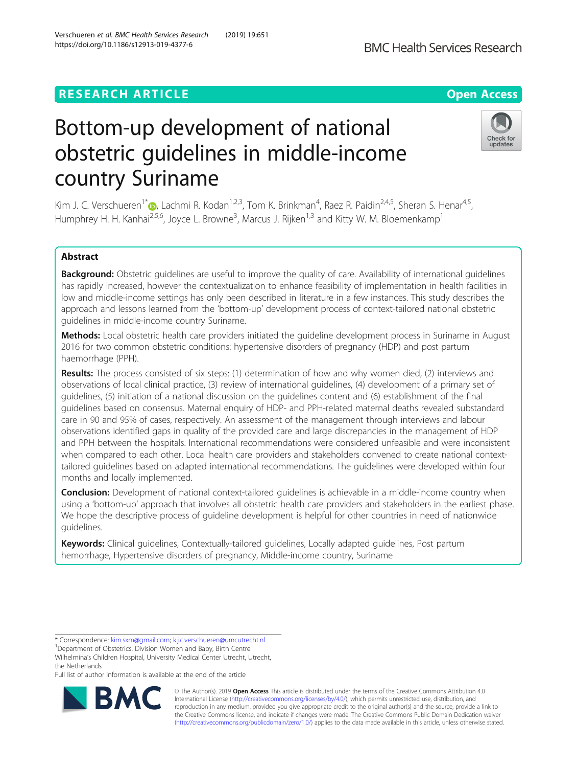RESEARCH ARTICLE

Open Access

# Bottom-up development of national obstetric guidelines in middle-income country Suriname

Kim J. C. Verschueren[1*], Lachmi R. Kodan[1,2,3], Tom K. Brinkman[4], Raez R. Paidin[2,4,5], Sheran S. Henar[4,5], Humphrey H. H. Kanhai[2,5,6], Joyce L. Browne[3], Marcus J. Rijken[1,3] and Kitty W. M. Bloemenkamp[1]

## Abstract

**Background:** Obstetric guidelines are useful to improve the quality of care. Availability of international guidelines has rapidly increased, however the contextualization to enhance feasibility of implementation in health facilities in low and middle-income settings has only been described in literature in a few instances. This study describes the approach and lessons learned from the 'bottom-up' development process of context-tailored national obstetric guidelines in middle-income country Suriname.

**Methods:** Local obstetric health care providers initiated the guideline development process in Suriname in August 2016 for two common obstetric conditions: hypertensive disorders of pregnancy (HDP) and post partum haemorrhage (PPH).

**Results:** The process consisted of six steps: (1) determination of how and why women died, (2) interviews and observations of local clinical practice, (3) review of international guidelines, (4) development of a primary set of guidelines, (5) initiation of a national discussion on the guidelines content and (6) establishment of the final guidelines based on consensus. Maternal enquiry of HDP- and PPH-related maternal deaths revealed substandard care in 90 and 95% of cases, respectively. An assessment of the management through interviews and labour observations identified gaps in quality of the provided care and large discrepancies in the management of HDP and PPH between the hospitals. International recommendations were considered unfeasible and were inconsistent when compared to each other. Local health care providers and stakeholders convened to create national context-tailored guidelines based on adapted international recommendations. The guidelines were developed within four months and locally implemented.

**Conclusion:** Development of national context-tailored guidelines is achievable in a middle-income country when using a 'bottom-up' approach that involves all obstetric health care providers and stakeholders in the earliest phase. We hope the descriptive process of guideline development is helpful for other countries in need of nationwide guidelines.

**Keywords:** Clinical guidelines, Contextually-tailored guidelines, Locally adapted guidelines, Post partum hemorrhage, Hypertensive disorders of pregnancy, Middle-income country, Suriname

---

* Correspondence: kim.sxm@gmail.com; k.j.c.verschueren@umcutrecht.nl
[1]Department of Obstetrics, Division Women and Baby, Birth Centre Wilhelmina's Children Hospital, University Medical Center Utrecht, Utrecht, the Netherlands
Full list of author information is available at the end of the article

© The Author(s). 2019 **Open Access** This article is distributed under the terms of the Creative Commons Attribution 4.0 International License (http://creativecommons.org/licenses/by/4.0/), which permits unrestricted use, distribution, and reproduction in any medium, provided you give appropriate credit to the original author(s) and the source, provide a link to the Creative Commons license, and indicate if changes were made. The Creative Commons Public Domain Dedication waiver (http://creativecommons.org/publicdomain/zero/1.0/) applies to the data made available in this article, unless otherwise stated.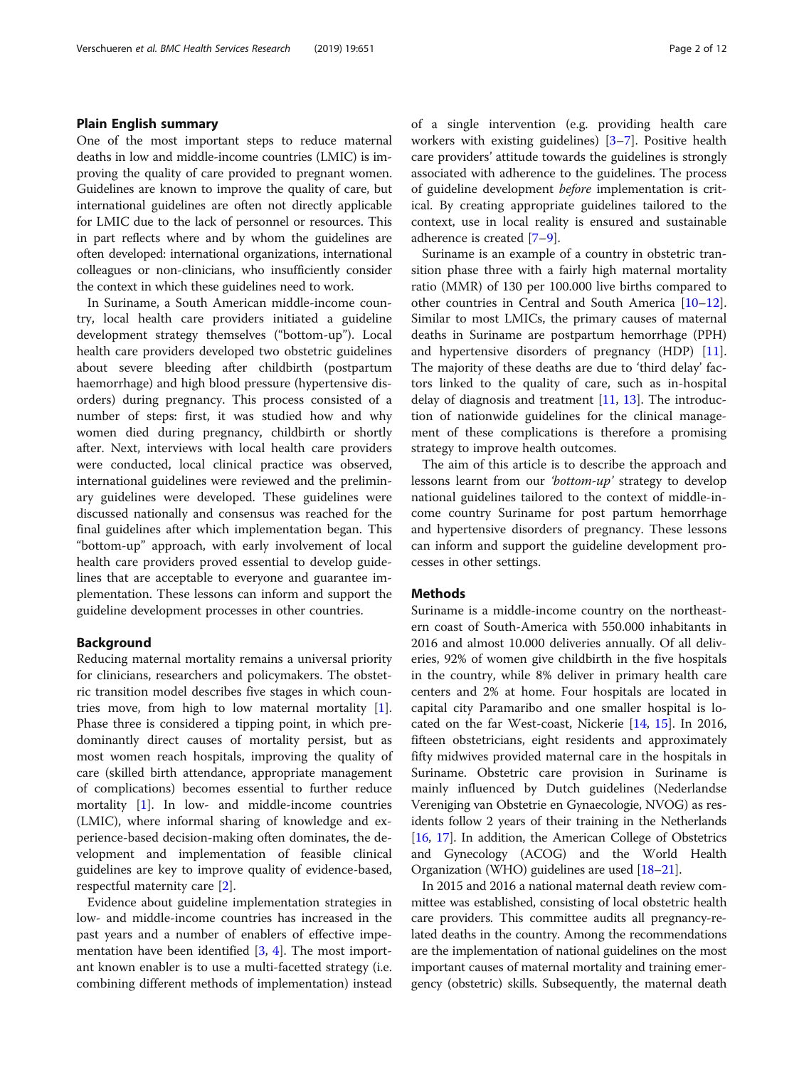## Plain English summary

One of the most important steps to reduce maternal deaths in low and middle-income countries (LMIC) is improving the quality of care provided to pregnant women. Guidelines are known to improve the quality of care, but international guidelines are often not directly applicable for LMIC due to the lack of personnel or resources. This in part reflects where and by whom the guidelines are often developed: international organizations, international colleagues or non-clinicians, who insufficiently consider the context in which these guidelines need to work.

In Suriname, a South American middle-income country, local health care providers initiated a guideline development strategy themselves ("bottom-up"). Local health care providers developed two obstetric guidelines about severe bleeding after childbirth (postpartum haemorrhage) and high blood pressure (hypertensive disorders) during pregnancy. This process consisted of a number of steps: first, it was studied how and why women died during pregnancy, childbirth or shortly after. Next, interviews with local health care providers were conducted, local clinical practice was observed, international guidelines were reviewed and the preliminary guidelines were developed. These guidelines were discussed nationally and consensus was reached for the final guidelines after which implementation began. This "bottom-up" approach, with early involvement of local health care providers proved essential to develop guidelines that are acceptable to everyone and guarantee implementation. These lessons can inform and support the guideline development processes in other countries.

## Background

Reducing maternal mortality remains a universal priority for clinicians, researchers and policymakers. The obstetric transition model describes five stages in which countries move, from high to low maternal mortality [1]. Phase three is considered a tipping point, in which predominantly direct causes of mortality persist, but as most women reach hospitals, improving the quality of care (skilled birth attendance, appropriate management of complications) becomes essential to further reduce mortality [1]. In low- and middle-income countries (LMIC), where informal sharing of knowledge and experience-based decision-making often dominates, the development and implementation of feasible clinical guidelines are key to improve quality of evidence-based, respectful maternity care [2].

Evidence about guideline implementation strategies in low- and middle-income countries has increased in the past years and a number of enablers of effective impementation have been identified [3, 4]. The most important known enabler is to use a multi-facetted strategy (i.e. combining different methods of implementation) instead of a single intervention (e.g. providing health care workers with existing guidelines) [3–7]. Positive health care providers' attitude towards the guidelines is strongly associated with adherence to the guidelines. The process of guideline development *before* implementation is critical. By creating appropriate guidelines tailored to the context, use in local reality is ensured and sustainable adherence is created [7–9].

Suriname is an example of a country in obstetric transition phase three with a fairly high maternal mortality ratio (MMR) of 130 per 100.000 live births compared to other countries in Central and South America [10–12]. Similar to most LMICs, the primary causes of maternal deaths in Suriname are postpartum hemorrhage (PPH) and hypertensive disorders of pregnancy (HDP) [11]. The majority of these deaths are due to 'third delay' factors linked to the quality of care, such as in-hospital delay of diagnosis and treatment [11, 13]. The introduction of nationwide guidelines for the clinical management of these complications is therefore a promising strategy to improve health outcomes.

The aim of this article is to describe the approach and lessons learnt from our *'bottom-up'* strategy to develop national guidelines tailored to the context of middle-income country Suriname for post partum hemorrhage and hypertensive disorders of pregnancy. These lessons can inform and support the guideline development processes in other settings.

## Methods

Suriname is a middle-income country on the northeastern coast of South-America with 550.000 inhabitants in 2016 and almost 10.000 deliveries annually. Of all deliveries, 92% of women give childbirth in the five hospitals in the country, while 8% deliver in primary health care centers and 2% at home. Four hospitals are located in capital city Paramaribo and one smaller hospital is located on the far West-coast, Nickerie [14, 15]. In 2016, fifteen obstetricians, eight residents and approximately fifty midwives provided maternal care in the hospitals in Suriname. Obstetric care provision in Suriname is mainly influenced by Dutch guidelines (Nederlandse Vereniging van Obstetrie en Gynaecologie, NVOG) as residents follow 2 years of their training in the Netherlands [16, 17]. In addition, the American College of Obstetrics and Gynecology (ACOG) and the World Health Organization (WHO) guidelines are used [18–21].

In 2015 and 2016 a national maternal death review committee was established, consisting of local obstetric health care providers. This committee audits all pregnancy-related deaths in the country. Among the recommendations are the implementation of national guidelines on the most important causes of maternal mortality and training emergency (obstetric) skills. Subsequently, the maternal death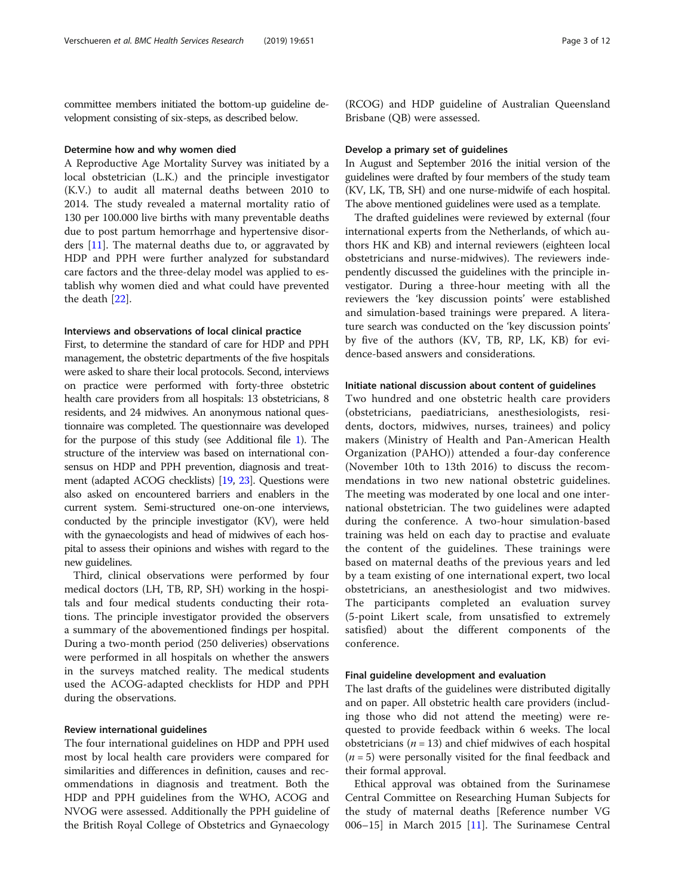committee members initiated the bottom-up guideline development consisting of six-steps, as described below.

### Determine how and why women died

A Reproductive Age Mortality Survey was initiated by a local obstetrician (L.K.) and the principle investigator (K.V.) to audit all maternal deaths between 2010 to 2014. The study revealed a maternal mortality ratio of 130 per 100.000 live births with many preventable deaths due to post partum hemorrhage and hypertensive disorders [11]. The maternal deaths due to, or aggravated by HDP and PPH were further analyzed for substandard care factors and the three-delay model was applied to establish why women died and what could have prevented the death [22].

### Interviews and observations of local clinical practice

First, to determine the standard of care for HDP and PPH management, the obstetric departments of the five hospitals were asked to share their local protocols. Second, interviews on practice were performed with forty-three obstetric health care providers from all hospitals: 13 obstetricians, 8 residents, and 24 midwives. An anonymous national questionnaire was completed. The questionnaire was developed for the purpose of this study (see Additional file 1). The structure of the interview was based on international consensus on HDP and PPH prevention, diagnosis and treatment (adapted ACOG checklists) [19, 23]. Questions were also asked on encountered barriers and enablers in the current system. Semi-structured one-on-one interviews, conducted by the principle investigator (KV), were held with the gynaecologists and head of midwives of each hospital to assess their opinions and wishes with regard to the new guidelines.

Third, clinical observations were performed by four medical doctors (LH, TB, RP, SH) working in the hospitals and four medical students conducting their rotations. The principle investigator provided the observers a summary of the abovementioned findings per hospital. During a two-month period (250 deliveries) observations were performed in all hospitals on whether the answers in the surveys matched reality. The medical students used the ACOG-adapted checklists for HDP and PPH during the observations.

### Review international guidelines

The four international guidelines on HDP and PPH used most by local health care providers were compared for similarities and differences in definition, causes and recommendations in diagnosis and treatment. Both the HDP and PPH guidelines from the WHO, ACOG and NVOG were assessed. Additionally the PPH guideline of the British Royal College of Obstetrics and Gynaecology (RCOG) and HDP guideline of Australian Queensland Brisbane (QB) were assessed.

### Develop a primary set of guidelines

In August and September 2016 the initial version of the guidelines were drafted by four members of the study team (KV, LK, TB, SH) and one nurse-midwife of each hospital. The above mentioned guidelines were used as a template.

The drafted guidelines were reviewed by external (four international experts from the Netherlands, of which authors HK and KB) and internal reviewers (eighteen local obstetricians and nurse-midwives). The reviewers independently discussed the guidelines with the principle investigator. During a three-hour meeting with all the reviewers the 'key discussion points' were established and simulation-based trainings were prepared. A literature search was conducted on the 'key discussion points' by five of the authors (KV, TB, RP, LK, KB) for evidence-based answers and considerations.

### Initiate national discussion about content of guidelines

Two hundred and one obstetric health care providers (obstetricians, paediatricians, anesthesiologists, residents, doctors, midwives, nurses, trainees) and policy makers (Ministry of Health and Pan-American Health Organization (PAHO)) attended a four-day conference (November 10th to 13th 2016) to discuss the recommendations in two new national obstetric guidelines. The meeting was moderated by one local and one international obstetrician. The two guidelines were adapted during the conference. A two-hour simulation-based training was held on each day to practise and evaluate the content of the guidelines. These trainings were based on maternal deaths of the previous years and led by a team existing of one international expert, two local obstetricians, an anesthesiologist and two midwives. The participants completed an evaluation survey (5-point Likert scale, from unsatisfied to extremely satisfied) about the different components of the conference.

### Final guideline development and evaluation

The last drafts of the guidelines were distributed digitally and on paper. All obstetric health care providers (including those who did not attend the meeting) were requested to provide feedback within 6 weeks. The local obstetricians ($n = 13$) and chief midwives of each hospital ($n = 5$) were personally visited for the final feedback and their formal approval.

Ethical approval was obtained from the Surinamese Central Committee on Researching Human Subjects for the study of maternal deaths [Reference number VG 006–15] in March 2015 [11]. The Surinamese Central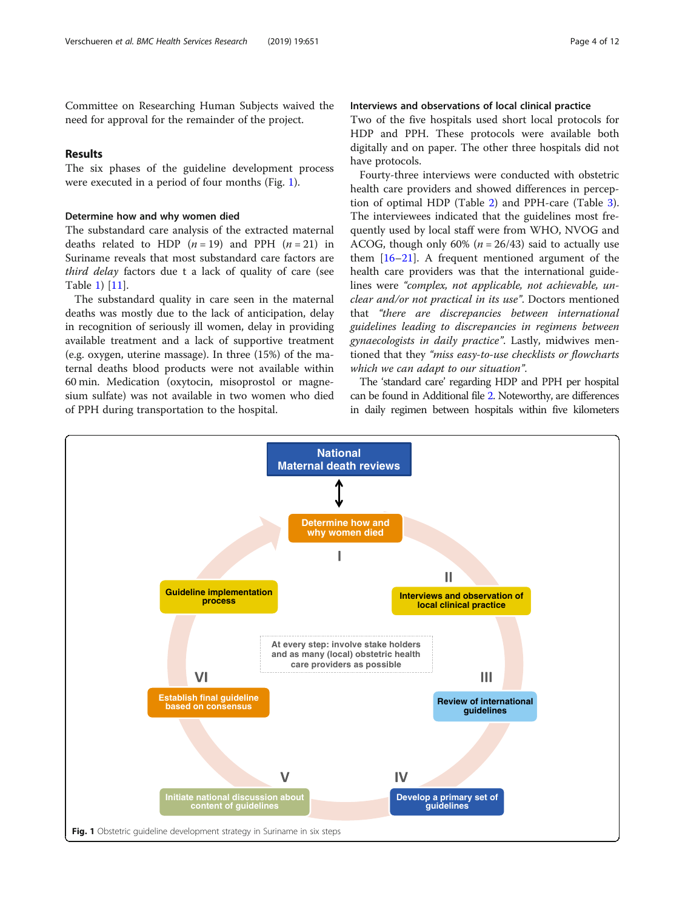Committee on Researching Human Subjects waived the need for approval for the remainder of the project.

## Results

The six phases of the guideline development process were executed in a period of four months (Fig. 1).

### Determine how and why women died

The substandard care analysis of the extracted maternal deaths related to HDP ($n = 19$) and PPH ($n = 21$) in Suriname reveals that most substandard care factors are *third delay* factors due t a lack of quality of care (see Table 1) [11].

The substandard quality in care seen in the maternal deaths was mostly due to the lack of anticipation, delay in recognition of seriously ill women, delay in providing available treatment and a lack of supportive treatment (e.g. oxygen, uterine massage). In three (15%) of the maternal deaths blood products were not available within 60 min. Medication (oxytocin, misoprostol or magnesium sulfate) was not available in two women who died of PPH during transportation to the hospital.

### Interviews and observations of local clinical practice

Two of the five hospitals used short local protocols for HDP and PPH. These protocols were available both digitally and on paper. The other three hospitals did not have protocols.

Fourty-three interviews were conducted with obstetric health care providers and showed differences in perception of optimal HDP (Table 2) and PPH-care (Table 3). The interviewees indicated that the guidelines most frequently used by local staff were from WHO, NVOG and ACOG, though only 60% ($n = 26/43$) said to actually use them [16–21]. A frequent mentioned argument of the health care providers was that the international guidelines were *"complex, not applicable, not achievable, unclear and/or not practical in its use"*. Doctors mentioned that *"there are discrepancies between international guidelines leading to discrepancies in regimens between gynaecologists in daily practice"*. Lastly, midwives mentioned that they *"miss easy-to-use checklists or flowcharts which we can adapt to our situation"*.

The 'standard care' regarding HDP and PPH per hospital can be found in Additional file 2. Noteworthy, are differences in daily regimen between hospitals within five kilometers

National Maternal death reviews

I. Determine how and why women died

II. Interviews and observation of local clinical practice

III. Review of international guidelines

IV. Develop a primary set of guidelines

V. Initiate national discussion about content of guidelines

VI. Establish final guideline based on consensus

Guideline implementation process

At every step: involve stake holders and as many (local) obstetric health care providers as possible

**Fig. 1** Obstetric guideline development strategy in Suriname in six steps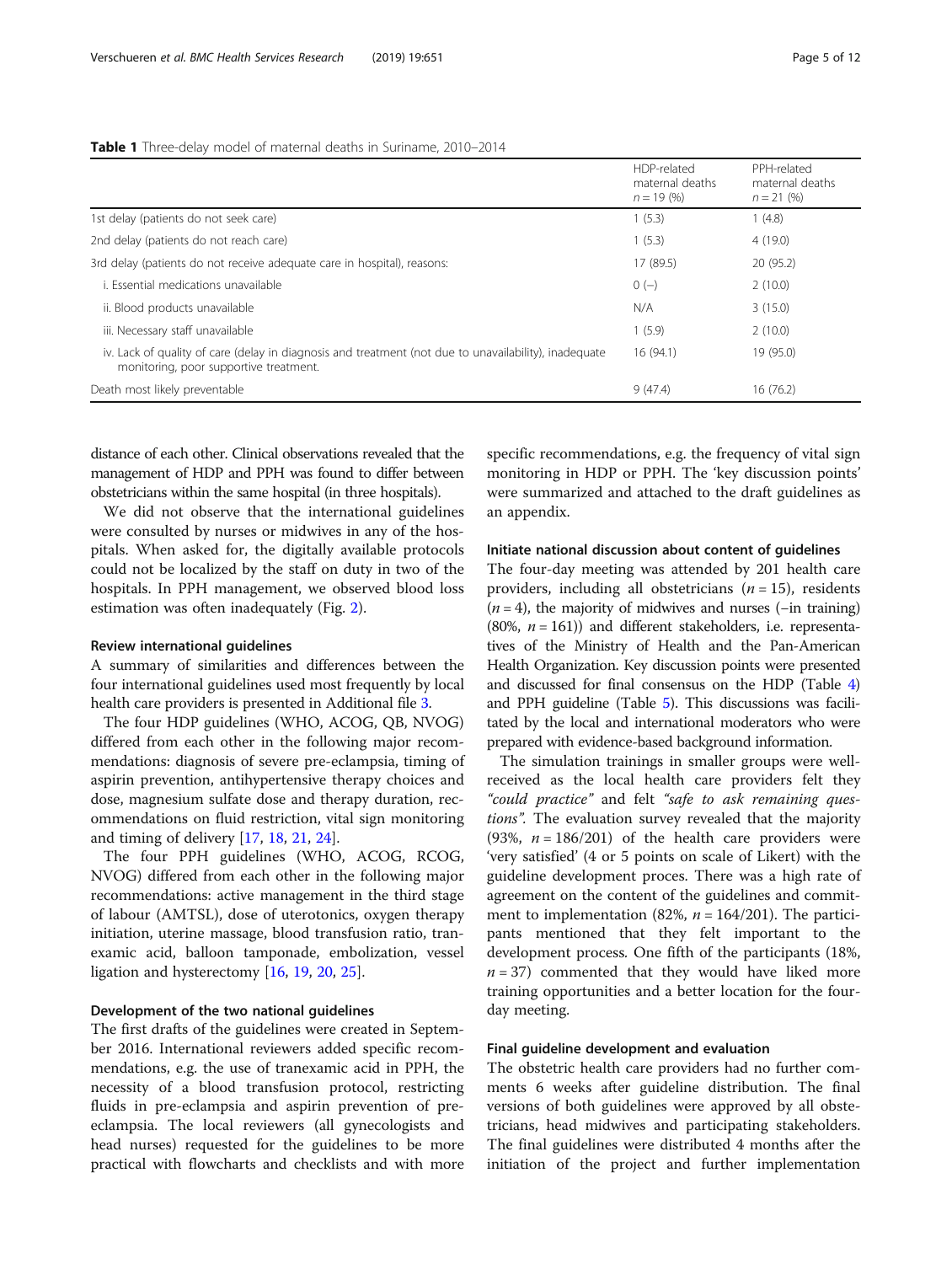**Table 1** Three-delay model of maternal deaths in Suriname, 2010–2014

| | HDP-related maternal deaths $n = 19$ (%) | PPH-related maternal deaths $n = 21$ (%) |
|---|---|---|
| 1st delay (patients do not seek care) | 1 (5.3) | 1 (4.8) |
| 2nd delay (patients do not reach care) | 1 (5.3) | 4 (19.0) |
| 3rd delay (patients do not receive adequate care in hospital), reasons: | 17 (89.5) | 20 (95.2) |
| i. Essential medications unavailable | 0 (−) | 2 (10.0) |
| ii. Blood products unavailable | N/A | 3 (15.0) |
| iii. Necessary staff unavailable | 1 (5.9) | 2 (10.0) |
| iv. Lack of quality of care (delay in diagnosis and treatment (not due to unavailability), inadequate monitoring, poor supportive treatment. | 16 (94.1) | 19 (95.0) |
| Death most likely preventable | 9 (47.4) | 16 (76.2) |

distance of each other. Clinical observations revealed that the management of HDP and PPH was found to differ between obstetricians within the same hospital (in three hospitals).

We did not observe that the international guidelines were consulted by nurses or midwives in any of the hospitals. When asked for, the digitally available protocols could not be localized by the staff on duty in two of the hospitals. In PPH management, we observed blood loss estimation was often inadequately (Fig. 2).

### Review international guidelines

A summary of similarities and differences between the four international guidelines used most frequently by local health care providers is presented in Additional file 3.

The four HDP guidelines (WHO, ACOG, QB, NVOG) differed from each other in the following major recommendations: diagnosis of severe pre-eclampsia, timing of aspirin prevention, antihypertensive therapy choices and dose, magnesium sulfate dose and therapy duration, recommendations on fluid restriction, vital sign monitoring and timing of delivery [17, 18, 21, 24].

The four PPH guidelines (WHO, ACOG, RCOG, NVOG) differed from each other in the following major recommendations: active management in the third stage of labour (AMTSL), dose of uterotonics, oxygen therapy initiation, uterine massage, blood transfusion ratio, tranexamic acid, balloon tamponade, embolization, vessel ligation and hysterectomy [16, 19, 20, 25].

### Development of the two national guidelines

The first drafts of the guidelines were created in September 2016. International reviewers added specific recommendations, e.g. the use of tranexamic acid in PPH, the necessity of a blood transfusion protocol, restricting fluids in pre-eclampsia and aspirin prevention of pre-eclampsia. The local reviewers (all gynecologists and head nurses) requested for the guidelines to be more practical with flowcharts and checklists and with more specific recommendations, e.g. the frequency of vital sign monitoring in HDP or PPH. The 'key discussion points' were summarized and attached to the draft guidelines as an appendix.

### Initiate national discussion about content of guidelines

The four-day meeting was attended by 201 health care providers, including all obstetricians ($n = 15$), residents ($n = 4$), the majority of midwives and nurses (–in training) (80%, $n = 161$)) and different stakeholders, i.e. representatives of the Ministry of Health and the Pan-American Health Organization. Key discussion points were presented and discussed for final consensus on the HDP (Table 4) and PPH guideline (Table 5). This discussions was facilitated by the local and international moderators who were prepared with evidence-based background information.

The simulation trainings in smaller groups were well-received as the local health care providers felt they *"could practice"* and felt *"safe to ask remaining questions"*. The evaluation survey revealed that the majority (93%, $n = 186/201$) of the health care providers were 'very satisfied' (4 or 5 points on scale of Likert) with the guideline development proces. There was a high rate of agreement on the content of the guidelines and commitment to implementation (82%, $n = 164/201$). The participants mentioned that they felt important to the development process. One fifth of the participants (18%, $n = 37$) commented that they would have liked more training opportunities and a better location for the four-day meeting.

### Final guideline development and evaluation

The obstetric health care providers had no further comments 6 weeks after guideline distribution. The final versions of both guidelines were approved by all obstetricians, head midwives and participating stakeholders. The final guidelines were distributed 4 months after the initiation of the project and further implementation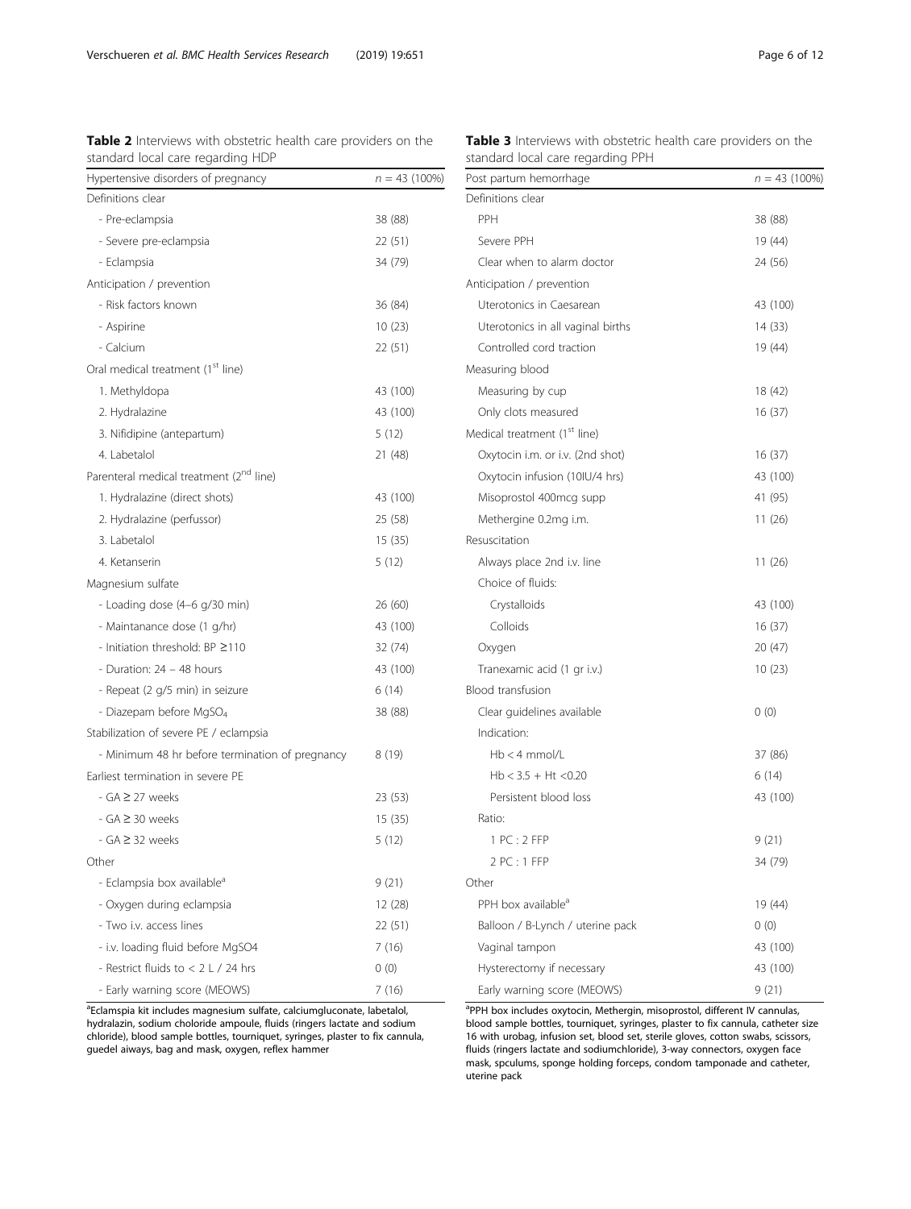**Table 2** Interviews with obstetric health care providers on the standard local care regarding HDP

| Hypertensive disorders of pregnancy | $n = 43$ (100%) |
|---|---|
| Definitions clear | |
| - Pre-eclampsia | 38 (88) |
| - Severe pre-eclampsia | 22 (51) |
| - Eclampsia | 34 (79) |
| Anticipation / prevention | |
| - Risk factors known | 36 (84) |
| - Aspirine | 10 (23) |
| - Calcium | 22 (51) |
| Oral medical treatment (1st line) | |
| 1. Methyldopa | 43 (100) |
| 2. Hydralazine | 43 (100) |
| 3. Nifidipine (antepartum) | 5 (12) |
| 4. Labetalol | 21 (48) |
| Parenteral medical treatment (2nd line) | |
| 1. Hydralazine (direct shots) | 43 (100) |
| 2. Hydralazine (perfussor) | 25 (58) |
| 3. Labetalol | 15 (35) |
| 4. Ketanserin | 5 (12) |
| Magnesium sulfate | |
| - Loading dose (4–6 g/30 min) | 26 (60) |
| - Maintanance dose (1 g/hr) | 43 (100) |
| - Initiation threshold: BP ≥110 | 32 (74) |
| - Duration: 24 – 48 hours | 43 (100) |
| - Repeat (2 g/5 min) in seizure | 6 (14) |
| - Diazepam before $MgSO_4$ | 38 (88) |
| Stabilization of severe PE / eclampsia | |
| - Minimum 48 hr before termination of pregnancy | 8 (19) |
| Earliest termination in severe PE | |
| - GA ≥ 27 weeks | 23 (53) |
| - GA ≥ 30 weeks | 15 (35) |
| - GA ≥ 32 weeks | 5 (12) |
| Other | |
| - Eclampsia box available[a] | 9 (21) |
| - Oxygen during eclampsia | 12 (28) |
| - Two i.v. access lines | 22 (51) |
| - i.v. loading fluid before MgSO4 | 7 (16) |
| - Restrict fluids to < 2 L / 24 hrs | 0 (0) |
| - Early warning score (MEOWS) | 7 (16) |

[a]Eclampsia kit includes magnesium sulfate, calciumgluconate, labetalol, hydralazin, sodium choloride ampoule, fluids (ringers lactate and sodium chloride), blood sample bottles, tourniquet, syringes, plaster to fix cannula, guedel aiways, bag and mask, oxygen, reflex hammer

**Table 3** Interviews with obstetric health care providers on the standard local care regarding PPH

| Post partum hemorrhage | $n = 43$ (100%) |
|---|---|
| Definitions clear | |
| PPH | 38 (88) |
| Severe PPH | 19 (44) |
| Clear when to alarm doctor | 24 (56) |
| Anticipation / prevention | |
| Uterotonics in Caesarean | 43 (100) |
| Uterotonics in all vaginal births | 14 (33) |
| Controlled cord traction | 19 (44) |
| Measuring blood | |
| Measuring by cup | 18 (42) |
| Only clots measured | 16 (37) |
| Medical treatment (1st line) | |
| Oxytocin i.m. or i.v. (2nd shot) | 16 (37) |
| Oxytocin infusion (10IU/4 hrs) | 43 (100) |
| Misoprostol 400mcg supp | 41 (95) |
| Methergine 0.2mg i.m. | 11 (26) |
| Resuscitation | |
| Always place 2nd i.v. line | 11 (26) |
| Choice of fluids: | |
| Crystalloids | 43 (100) |
| Colloids | 16 (37) |
| Oxygen | 20 (47) |
| Tranexamic acid (1 gr i.v.) | 10 (23) |
| Blood transfusion | |
| Clear guidelines available | 0 (0) |
| Indication: | |
| Hb < 4 mmol/L | 37 (86) |
| Hb < 3.5 + Ht <0.20 | 6 (14) |
| Persistent blood loss | 43 (100) |
| Ratio: | |
| 1 PC : 2 FFP | 9 (21) |
| 2 PC : 1 FFP | 34 (79) |
| Other | |
| PPH box available[a] | 19 (44) |
| Balloon / B-Lynch / uterine pack | 0 (0) |
| Vaginal tampon | 43 (100) |
| Hysterectomy if necessary | 43 (100) |
| Early warning score (MEOWS) | 9 (21) |

[a]PPH box includes oxytocin, Methergin, misoprostol, different IV cannulas, blood sample bottles, tourniquet, syringes, plaster to fix cannula, catheter size 16 with urobag, infusion set, blood set, sterile gloves, cotton swabs, scissors, fluids (ringers lactate and sodiumchloride), 3-way connectors, oxygen face mask, spculums, sponge holding forceps, condom tamponade and catheter, uterine pack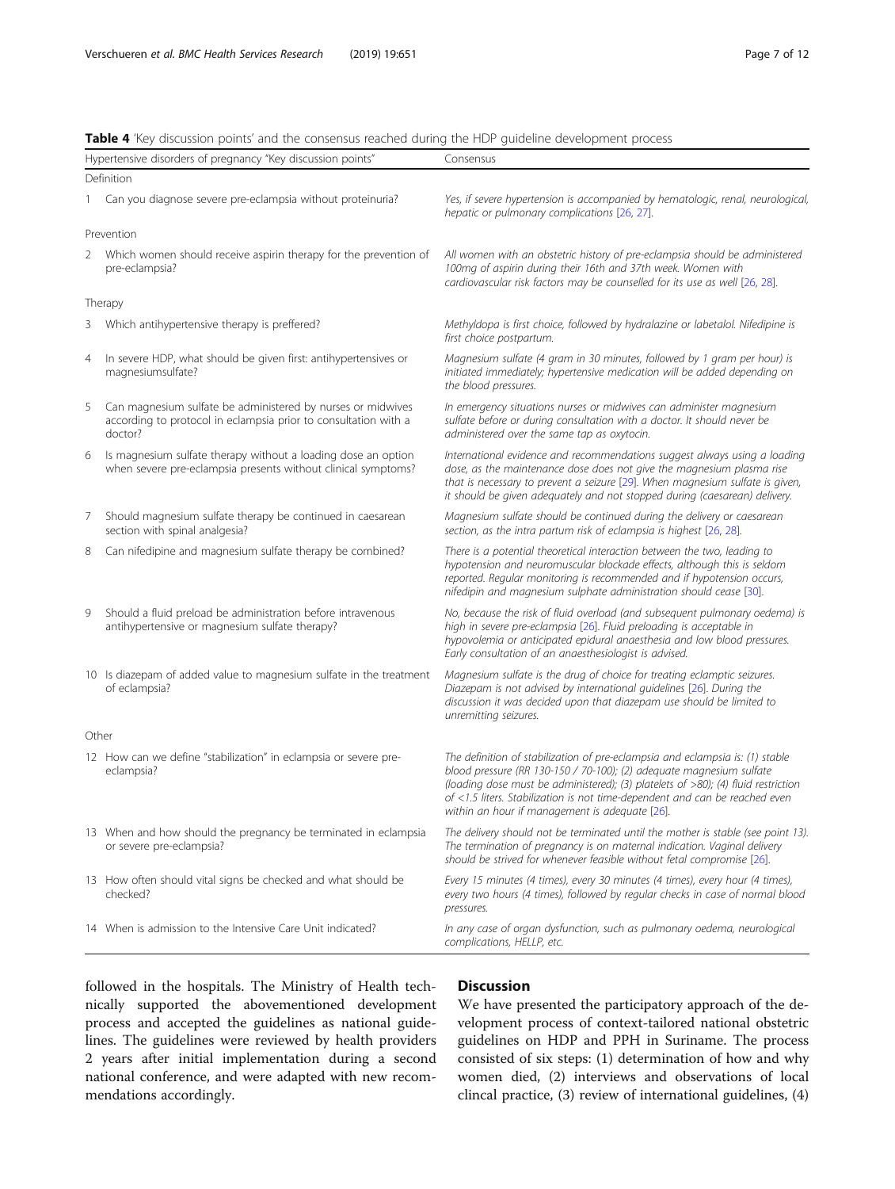**Table 4** 'Key discussion points' and the consensus reached during the HDP guideline development process

| Hypertensive disorders of pregnancy "Key discussion points" | Consensus |
|---|---|
| Definition | |
| 1 Can you diagnose severe pre-eclampsia without proteinuria? | *Yes, if severe hypertension is accompanied by hematologic, renal, neurological, hepatic or pulmonary complications [26, 27].* |
| Prevention | |
| 2 Which women should receive aspirin therapy for the prevention of pre-eclampsia? | *All women with an obstetric history of pre-eclampsia should be administered 100mg of aspirin during their 16th and 37th week. Women with cardiovascular risk factors may be counselled for its use as well [26, 28].* |
| Therapy | |
| 3 Which antihypertensive therapy is preffered? | *Methyldopa is first choice, followed by hydralazine or labetalol. Nifedipine is first choice postpartum.* |
| 4 In severe HDP, what should be given first: antihypertensives or magnesiumsulfate? | *Magnesium sulfate (4 gram in 30 minutes, followed by 1 gram per hour) is initiated immediately; hypertensive medication will be added depending on the blood pressures.* |
| 5 Can magnesium sulfate be administered by nurses or midwives according to protocol in eclampsia prior to consultation with a doctor? | *In emergency situations nurses or midwives can administer magnesium sulfate before or during consultation with a doctor. It should never be administered over the same tap as oxytocin.* |
| 6 Is magnesium sulfate therapy without a loading dose an option when severe pre-eclampsia presents without clinical symptoms? | *International evidence and recommendations suggest always using a loading dose, as the maintenance dose does not give the magnesium plasma rise that is necessary to prevent a seizure [29]. When magnesium sulfate is given, it should be given adequately and not stopped during (caesarean) delivery.* |
| 7 Should magnesium sulfate therapy be continued in caesarean section with spinal analgesia? | *Magnesium sulfate should be continued during the delivery or caesarean section, as the intra partum risk of eclampsia is highest [26, 28].* |
| 8 Can nifedipine and magnesium sulfate therapy be combined? | *There is a potential theoretical interaction between the two, leading to hypotension and neuromuscular blockade effects, although this is seldom reported. Regular monitoring is recommended and if hypotension occurs, nifedipin and magnesium sulphate administration should cease [30].* |
| 9 Should a fluid preload be administration before intravenous antihypertensive or magnesium sulfate therapy? | *No, because the risk of fluid overload (and subsequent pulmonary oedema) is high in severe pre-eclampsia [26]. Fluid preloading is acceptable in hypovolemia or anticipated epidural anaesthesia and low blood pressures. Early consultation of an anaesthesiologist is advised.* |
| 10 Is diazepam of added value to magnesium sulfate in the treatment of eclampsia? | *Magnesium sulfate is the drug of choice for treating eclamptic seizures. Diazepam is not advised by international guidelines [26]. During the discussion it was decided upon that diazepam use should be limited to unremitting seizures.* |
| Other | |
| 12 How can we define "stabilization" in eclampsia or severe pre-eclampsia? | *The definition of stabilization of pre-eclampsia and eclampsia is: (1) stable blood pressure (RR 130-150 / 70-100); (2) adequate magnesium sulfate (loading dose must be administered); (3) platelets of >80); (4) fluid restriction of <1.5 liters. Stabilization is not time-dependent and can be reached even within an hour if management is adequate [26].* |
| 13 When and how should the pregnancy be terminated in eclampsia or severe pre-eclampsia? | *The delivery should not be terminated until the mother is stable (see point 13). The termination of pregnancy is on maternal indication. Vaginal delivery should be strived for whenever feasible without fetal compromise [26].* |
| 13 How often should vital signs be checked and what should be checked? | *Every 15 minutes (4 times), every 30 minutes (4 times), every hour (4 times), every two hours (4 times), followed by regular checks in case of normal blood pressures.* |
| 14 When is admission to the Intensive Care Unit indicated? | *In any case of organ dysfunction, such as pulmonary oedema, neurological complications, HELLP, etc.* |

followed in the hospitals. The Ministry of Health technically supported the abovementioned development process and accepted the guidelines as national guidelines. The guidelines were reviewed by health providers 2 years after initial implementation during a second national conference, and were adapted with new recommendations accordingly.

## Discussion

We have presented the participatory approach of the development process of context-tailored national obstetric guidelines on HDP and PPH in Suriname. The process consisted of six steps: (1) determination of how and why women died, (2) interviews and observations of local clincal practice, (3) review of international guidelines, (4)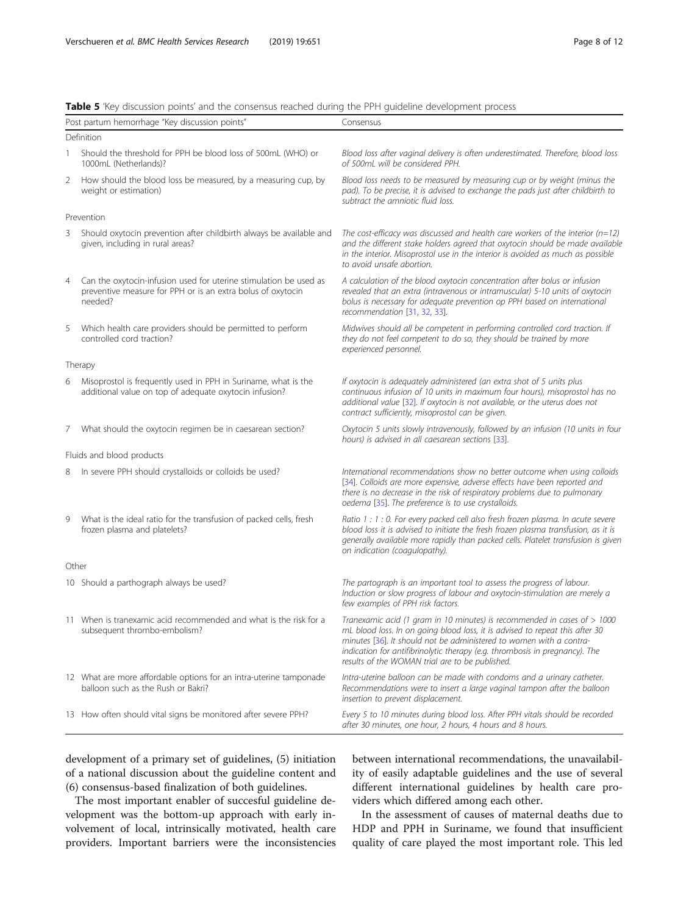**Table 5** 'Key discussion points' and the consensus reached during the PPH guideline development process

| | Post partum hemorrhage "Key discussion points" | Consensus |
|---|---|---|
| | Definition | |
| 1 | Should the threshold for PPH be blood loss of 500mL (WHO) or 1000mL (Netherlands)? | *Blood loss after vaginal delivery is often underestimated. Therefore, blood loss of 500mL will be considered PPH.* |
| 2 | How should the blood loss be measured, by a measuring cup, by weight or estimation) | *Blood loss needs to be measured by measuring cup or by weight (minus the pad). To be precise, it is advised to exchange the pads just after childbirth to subtract the amniotic fluid loss.* |
| | Prevention | |
| 3 | Should oxytocin prevention after childbirth always be available and given, including in rural areas? | *The cost-efficacy was discussed and health care workers of the interior (n=12) and the different stake holders agreed that oxytocin should be made available in the interior. Misoprostol use in the interior is avoided as much as possible to avoid unsafe abortion.* |
| 4 | Can the oxytocin-infusion used for uterine stimulation be used as preventive measure for PPH or is an extra bolus of oxytocin needed? | *A calculation of the blood oxytocin concentration after bolus or infusion revealed that an extra (intravenous or intramuscular) 5-10 units of oxytocin bolus is necessary for adequate prevention op PPH based on international recommendation [31, 32, 33].* |
| 5 | Which health care providers should be permitted to perform controlled cord traction? | *Midwives should all be competent in performing controlled cord traction. If they do not feel competent to do so, they should be trained by more experienced personnel.* |
| | Therapy | |
| 6 | Misoprostol is frequently used in PPH in Suriname, what is the additional value on top of adequate oxytocin infusion? | *If oxytocin is adequately administered (an extra shot of 5 units plus continuous infusion of 10 units in maximum four hours), misoprostol has no additional value [32]. If oxytocin is not available, or the uterus does not contract sufficiently, misoprostol can be given.* |
| 7 | What should the oxytocin regimen be in caesarean section? | *Oxytocin 5 units slowly intravenously, followed by an infusion (10 units in four hours) is advised in all caesarean sections [33].* |
| | Fluids and blood products | |
| 8 | In severe PPH should crystalloids or colloids be used? | *International recommendations show no better outcome when using colloids [34]. Colloids are more expensive, adverse effects have been reported and there is no decrease in the risk of respiratory problems due to pulmonary oedema [35]. The preference is to use crystalloids.* |
| 9 | What is the ideal ratio for the transfusion of packed cells, fresh frozen plasma and platelets? | *Ratio 1 : 1 : 0. For every packed cell also fresh frozen plasma. In acute severe blood loss it is advised to initiate the fresh frozen plasma transfusion, as it is generally available more rapidly than packed cells. Platelet transfusion is given on indication (coagulopathy).* |
| | Other | |
| 10 | Should a parthograph always be used? | *The partograph is an important tool to assess the progress of labour. Induction or slow progress of labour and oxytocin-stimulation are merely a few examples of PPH risk factors.* |
| 11 | When is tranexamic acid recommended and what is the risk for a subsequent thrombo-embolism? | *Tranexamic acid (1 gram in 10 minutes) is recommended in cases of > 1000 mL blood loss. In on going blood loss, it is advised to repeat this after 30 minutes [36]. It should not be administered to women with a contra-indication for antifibrinolytic therapy (e.g. thrombosis in pregnancy). The results of the WOMAN trial are to be published.* |
| 12 | What are more affordable options for an intra-uterine tamponade balloon such as the Rush or Bakri? | *Intra-uterine balloon can be made with condoms and a urinary catheter. Recommendations were to insert a large vaginal tampon after the balloon insertion to prevent displacement.* |
| 13 | How often should vital signs be monitored after severe PPH? | *Every 5 to 10 minutes during blood loss. After PPH vitals should be recorded after 30 minutes, one hour, 2 hours, 4 hours and 8 hours.* |

development of a primary set of guidelines, (5) initiation of a national discussion about the guideline content and (6) consensus-based finalization of both guidelines.

The most important enabler of succesful guideline development was the bottom-up approach with early involvement of local, intrinsically motivated, health care providers. Important barriers were the inconsistencies between international recommendations, the unavailability of easily adaptable guidelines and the use of several different international guidelines by health care providers which differed among each other.

In the assessment of causes of maternal deaths due to HDP and PPH in Suriname, we found that insufficient quality of care played the most important role. This led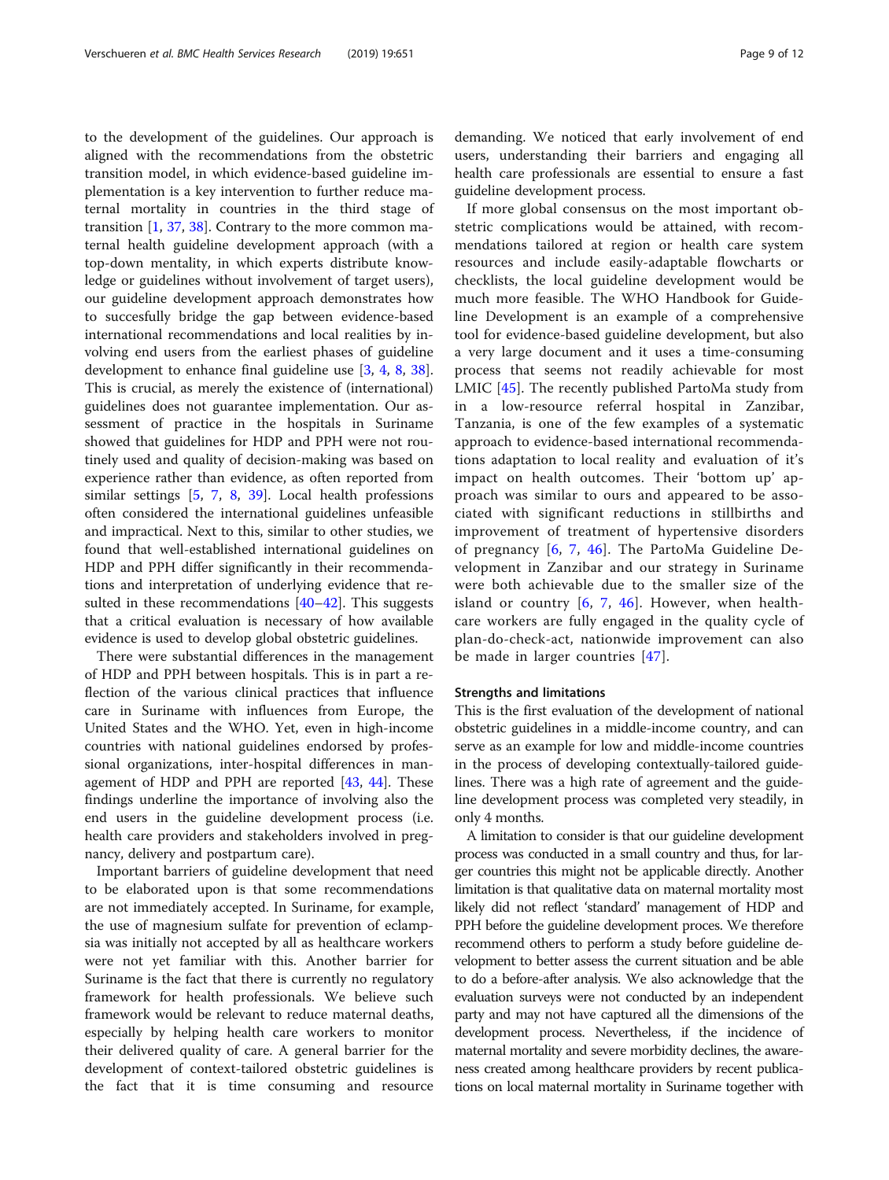to the development of the guidelines. Our approach is aligned with the recommendations from the obstetric transition model, in which evidence-based guideline implementation is a key intervention to further reduce maternal mortality in countries in the third stage of transition [1, 37, 38]. Contrary to the more common maternal health guideline development approach (with a top-down mentality, in which experts distribute knowledge or guidelines without involvement of target users), our guideline development approach demonstrates how to succesfully bridge the gap between evidence-based international recommendations and local realities by involving end users from the earliest phases of guideline development to enhance final guideline use [3, 4, 8, 38]. This is crucial, as merely the existence of (international) guidelines does not guarantee implementation. Our assessment of practice in the hospitals in Suriname showed that guidelines for HDP and PPH were not routinely used and quality of decision-making was based on experience rather than evidence, as often reported from similar settings [5, 7, 8, 39]. Local health professions often considered the international guidelines unfeasible and impractical. Next to this, similar to other studies, we found that well-established international guidelines on HDP and PPH differ significantly in their recommendations and interpretation of underlying evidence that resulted in these recommendations [40–42]. This suggests that a critical evaluation is necessary of how available evidence is used to develop global obstetric guidelines.

There were substantial differences in the management of HDP and PPH between hospitals. This is in part a reflection of the various clinical practices that influence care in Suriname with influences from Europe, the United States and the WHO. Yet, even in high-income countries with national guidelines endorsed by professional organizations, inter-hospital differences in management of HDP and PPH are reported [43, 44]. These findings underline the importance of involving also the end users in the guideline development process (i.e. health care providers and stakeholders involved in pregnancy, delivery and postpartum care).

Important barriers of guideline development that need to be elaborated upon is that some recommendations are not immediately accepted. In Suriname, for example, the use of magnesium sulfate for prevention of eclampsia was initially not accepted by all as healthcare workers were not yet familiar with this. Another barrier for Suriname is the fact that there is currently no regulatory framework for health professionals. We believe such framework would be relevant to reduce maternal deaths, especially by helping health care workers to monitor their delivered quality of care. A general barrier for the development of context-tailored obstetric guidelines is the fact that it is time consuming and resource demanding. We noticed that early involvement of end users, understanding their barriers and engaging all health care professionals are essential to ensure a fast guideline development process.

If more global consensus on the most important obstetric complications would be attained, with recommendations tailored at region or health care system resources and include easily-adaptable flowcharts or checklists, the local guideline development would be much more feasible. The WHO Handbook for Guideline Development is an example of a comprehensive tool for evidence-based guideline development, but also a very large document and it uses a time-consuming process that seems not readily achievable for most LMIC [45]. The recently published PartoMa study from in a low-resource referral hospital in Zanzibar, Tanzania, is one of the few examples of a systematic approach to evidence-based international recommendations adaptation to local reality and evaluation of it's impact on health outcomes. Their 'bottom up' approach was similar to ours and appeared to be associated with significant reductions in stillbirths and improvement of treatment of hypertensive disorders of pregnancy [6, 7, 46]. The PartoMa Guideline Development in Zanzibar and our strategy in Suriname were both achievable due to the smaller size of the island or country [6, 7, 46]. However, when healthcare workers are fully engaged in the quality cycle of plan-do-check-act, nationwide improvement can also be made in larger countries [47].

### Strengths and limitations

This is the first evaluation of the development of national obstetric guidelines in a middle-income country, and can serve as an example for low and middle-income countries in the process of developing contextually-tailored guidelines. There was a high rate of agreement and the guideline development process was completed very steadily, in only 4 months.

A limitation to consider is that our guideline development process was conducted in a small country and thus, for larger countries this might not be applicable directly. Another limitation is that qualitative data on maternal mortality most likely did not reflect 'standard' management of HDP and PPH before the guideline development proces. We therefore recommend others to perform a study before guideline development to better assess the current situation and be able to do a before-after analysis. We also acknowledge that the evaluation surveys were not conducted by an independent party and may not have captured all the dimensions of the development process. Nevertheless, if the incidence of maternal mortality and severe morbidity declines, the awareness created among healthcare providers by recent publications on local maternal mortality in Suriname together with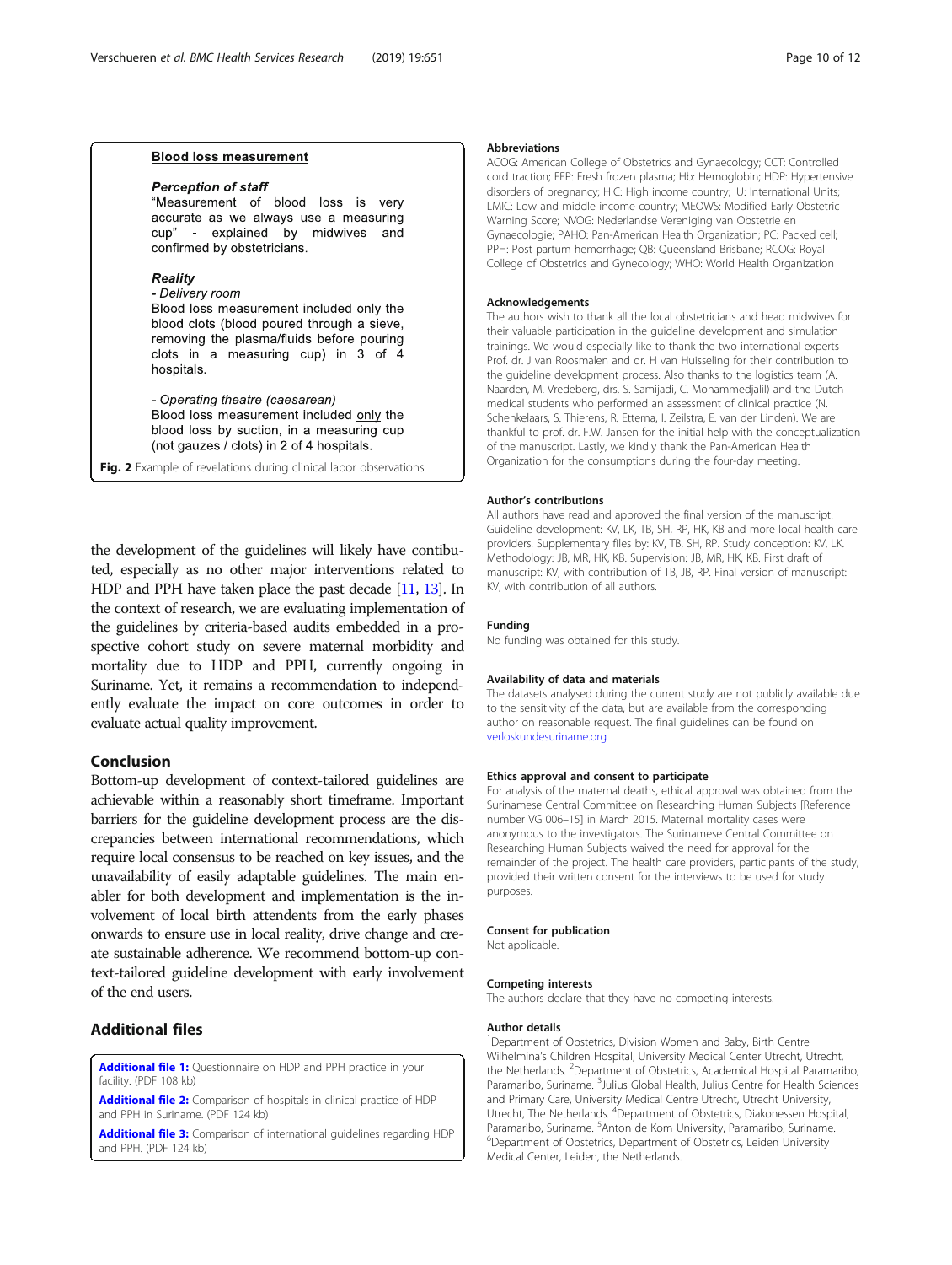**Blood loss measurement**

***Perception of staff***

"Measurement of blood loss is very accurate as we always use a measuring cup" - explained by midwives and confirmed by obstetricians.

***Reality***

*- Delivery room*

Blood loss measurement included only the blood clots (blood poured through a sieve, removing the plasma/fluids before pouring clots in a measuring cup) in 3 of 4 hospitals.

*- Operating theatre (caesarean)*

Blood loss measurement included only the blood loss by suction, in a measuring cup (not gauzes / clots) in 2 of 4 hospitals.

**Fig. 2** Example of revelations during clinical labor observations

the development of the guidelines will likely have contibuted, especially as no other major interventions related to HDP and PPH have taken place the past decade [11, 13]. In the context of research, we are evaluating implementation of the guidelines by criteria-based audits embedded in a prospective cohort study on severe maternal morbidity and mortality due to HDP and PPH, currently ongoing in Suriname. Yet, it remains a recommendation to independently evaluate the impact on core outcomes in order to evaluate actual quality improvement.

## Conclusion

Bottom-up development of context-tailored guidelines are achievable within a reasonably short timeframe. Important barriers for the guideline development process are the discrepancies between international recommendations, which require local consensus to be reached on key issues, and the unavailability of easily adaptable guidelines. The main enabler for both development and implementation is the involvement of local birth attendents from the early phases onwards to ensure use in local reality, drive change and create sustainable adherence. We recommend bottom-up context-tailored guideline development with early involvement of the end users.

## Additional files

**Additional file 1:** Questionnaire on HDP and PPH practice in your facility. (PDF 108 kb)

**Additional file 2:** Comparison of hospitals in clinical practice of HDP and PPH in Suriname. (PDF 124 kb)

**Additional file 3:** Comparison of international guidelines regarding HDP and PPH. (PDF 124 kb)

#### Abbreviations

ACOG: American College of Obstetrics and Gynaecology; CCT: Controlled cord traction; FFP: Fresh frozen plasma; Hb: Hemoglobin; HDP: Hypertensive disorders of pregnancy; HIC: High income country; IU: International Units; LMIC: Low and middle income country; MEOWS: Modified Early Obstetric Warning Score; NVOG: Nederlandse Vereniging van Obstetrie en Gynaecologie; PAHO: Pan-American Health Organization; PC: Packed cell; PPH: Post partum hemorrhage; QB: Queensland Brisbane; RCOG: Royal College of Obstetrics and Gynecology; WHO: World Health Organization

#### Acknowledgements

The authors wish to thank all the local obstetricians and head midwives for their valuable participation in the guideline development and simulation trainings. We would especially like to thank the two international experts Prof. dr. J van Roosmalen and dr. H van Huisseling for their contribution to the guideline development process. Also thanks to the logistics team (A. Naarden, M. Vredeberg, drs. S. Samijadi, C. Mohammedjalil) and the Dutch medical students who performed an assessment of clinical practice (N. Schenkelaars, S. Thierens, R. Ettema, I. Zeilstra, E. van der Linden). We are thankful to prof. dr. F.W. Jansen for the initial help with the conceptualization of the manuscript. Lastly, we kindly thank the Pan-American Health Organization for the consumptions during the four-day meeting.

#### Author's contributions

All authors have read and approved the final version of the manuscript. Guideline development: KV, LK, TB, SH, RP, HK, KB and more local health care providers. Supplementary files by: KV, TB, SH, RP. Study conception: KV, LK. Methodology: JB, MR, HK, KB. Supervision: JB, MR, HK, KB. First draft of manuscript: KV, with contribution of TB, JB, RP. Final version of manuscript: KV, with contribution of all authors.

#### Funding

No funding was obtained for this study.

#### Availability of data and materials

The datasets analysed during the current study are not publicly available due to the sensitivity of the data, but are available from the corresponding author on reasonable request. The final guidelines can be found on verloskundesuriname.org

#### Ethics approval and consent to participate

For analysis of the maternal deaths, ethical approval was obtained from the Surinamese Central Committee on Researching Human Subjects [Reference number VG 006–15] in March 2015. Maternal mortality cases were anonymous to the investigators. The Surinamese Central Committee on Researching Human Subjects waived the need for approval for the remainder of the project. The health care providers, participants of the study, provided their written consent for the interviews to be used for study purposes.

#### Consent for publication

Not applicable.

#### Competing interests

The authors declare that they have no competing interests.

#### Author details

[1]Department of Obstetrics, Division Women and Baby, Birth Centre Wilhelmina's Children Hospital, University Medical Center Utrecht, Utrecht, the Netherlands. [2]Department of Obstetrics, Academical Hospital Paramaribo, Paramaribo, Suriname. [3]Julius Global Health, Julius Centre for Health Sciences and Primary Care, University Medical Centre Utrecht, Utrecht University, Utrecht, The Netherlands. [4]Department of Obstetrics, Diakonessen Hospital, Paramaribo, Suriname. [5]Anton de Kom University, Paramaribo, Suriname. [6]Department of Obstetrics, Department of Obstetrics, Leiden University Medical Center, Leiden, the Netherlands.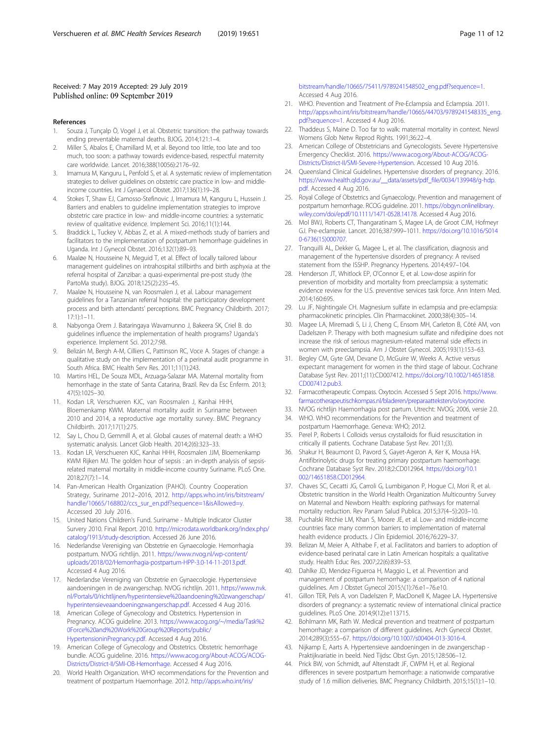Received: 7 May 2019 Accepted: 29 July 2019
Published online: 09 September 2019

## References

1. Souza J, Tunçalp Ö, Vogel J, et al. Obstetric transition: the pathway towards ending preventable maternal deaths. BJOG. 2014;121:1–4.
2. Miller S, Abalos E, Chamillard M, et al. Beyond too little, too late and too much, too soon: a pathway towards evidence-based, respectful maternity care worldwide. Lancet. 2016;388(10056):2176–92.
3. Imamura M, Kanguru L, Penfold S, et al. A systematic review of implementation strategies to deliver guidelines on obstetric care practice in low- and middle-income countries. Int J Gynaecol Obstet. 2017;136(1):19–28.
4. Stokes T, Shaw EJ, Camosso-Stefinovic J, Imamura M, Kanguru L, Hussein J. Barriers and enablers to guideline implementation strategies to improve obstetric care practice in low- and middle-income countries: a systematic review of qualitative evidence. Implement Sci. 2016;11(1):144.
5. Braddick L, Tuckey V, Abbas Z, et al. A mixed-methods study of barriers and facilitators to the implementation of postpartum hemorrhage guidelines in Uganda. Int J Gynecol Obstet. 2016;132(1):89–93.
6. Maaløe N, Housseine N, Meguid T, et al. Effect of locally tailored labour management guidelines on intrahospital stillbirths and birth asphyxia at the referral hospital of Zanzibar: a quasi-experimental pre-post study (the PartoMa study). BJOG. 2018;125(2):235–45.
7. Maaløe N, Housseine N, van Roosmalen J, et al. Labour management guidelines for a Tanzanian referral hospital: the participatory development process and birth attendants' perceptions. BMC Pregnancy Childbirth. 2017;17:1):1–11.
8. Nabyonga Orem J. Bataringaya Wavamunno J, Bakeera SK, Criel B. do guidelines influence the implementation of health programs? Uganda's experience. Implement Sci. 2012;7:98.
9. Belizán M, Bergh A-M, Cilliers C, Pattinson RC, Voce A. Stages of change: a qualitative study on the implementation of a perinatal audit programme in South Africa. BMC Health Serv Res. 2011;11(1):243.
10. Martins HEL, De Souza MDL, Arzuaga-Salazar MA. Maternal mortality from hemorrhage in the state of Santa Catarina, Brazil. Rev da Esc Enferm. 2013;47(5):1025–30.
11. Kodan LR, Verschueren KJC, van Roosmalen J, Kanhai HHH, Bloemenkamp KWM. Maternal mortality audit in Suriname between 2010 and 2014, a reproductive age mortality survey. BMC Pregnancy Childbirth. 2017;17(1):275.
12. Say L, Chou D, Gemmill A, et al. Global causes of maternal death: a WHO systematic analysis. Lancet Glob Health. 2014;2(6):323–33.
13. Kodan LR, Verschueren KJC, Kanhai HHH, Roosmalen JJM, Bloemenkamp KWM Rijken MJ. The golden hour of sepsis : an in-depth analysis of sepsis-related maternal mortality in middle-income country Suriname. PLoS One. 2018;27(7):1–14.
14. Pan-American Health Organization (PAHO). Country Cooperation Strategy, Suriname 2012–2016, 2012. http://apps.who.int/iris/bitstream/handle/10665/168802/ccs_sur_en.pdf?sequence=1&isAllowed=y. Accessed 20 July 2016.
15. United Nations Children's Fund. Suriname - Multiple Indicator Cluster Survery 2010. Final Report. 2010. http://microdata.worldbank.org/index.php/catalog/1913/study-description. Accessed 26 June 2016.
16. Nederlandse Vereniging van Obstetrie en Gynaecologie. Hemorrhagia postpartum. NVOG richtlijn. 2011. https://www.nvog.nl/wp-content/uploads/2018/02/Hemorrhagia-postpartum-HPP-3.0-14-11-2013.pdf. Accessed 4 Aug 2016.
17. Nederlandse Vereniging van Obstetrie en Gynaecologie. Hypertensieve aandoeningen in de zwangerschap. NVOG richtlijn. 2011. https://www.nvk.nl/Portals/0/richtlijnen/hyperintensieve%20aandoening%20zwangerschap/hyperintensieveaandoeningzwangerschap.pdf. Accessed 4 Aug 2016.
18. American College of Gynecology and Obstetrics. Hypertension in Pregnancy. ACOG guideline. 2013. https://www.acog.org/~/media/Task%20Force%20and%20Work%20Group%20Reports/public/HypertensioninPregnancy.pdf. Accessed 4 Aug 2016.
19. American College of Gynecology and Obstetrics. Obstetric hemorrhage bundle. ACOG guideline. 2016. https://www.acog.org/About-ACOG/ACOG-Districts/District-II/SMI-OB-Hemorrhage. Accessed 4 Aug 2016.
20. World Health Organization. WHO recommendations for the Prevention and treatment of postpartum Haemorrhage. 2012. http://apps.who.int/iris/bitstream/handle/10665/75411/9789241548502_eng.pdf?sequence=1. Accessed 4 Aug 2016.
21. WHO. Prevention and Treatment of Pre-Eclampsia and Eclampsia. 2011. http://apps.who.int/iris/bitstream/handle/10665/44703/9789241548335_eng.pdf?sequence=1. Accessed 4 Aug 2016.
22. Thaddeus S, Maine D. Too far to walk: maternal mortality in context. Newsl Womens Glob Netw Reprod Rights. 1991;36:22–4.
23. American College of Obstetricians and Gynecologists. Severe Hypertensive Emergency Checklist. 2016. https://www.acog.org/About-ACOG/ACOG-Districts/District-II/SMI-Severe-Hypertension. Accessed 10 Aug 2016.
24. Queensland Clinical Guidelines. Hypertensive disorders of pregnancy. 2016. https://www.health.qld.gov.au/__data/assets/pdf_file/0034/139948/g-hdp.pdf. Accessed 4 Aug 2016.
25. Royal College of Obstetrics and Gynaecology. Prevention and management of postpartum hemorrhage. RCOG guideline. 2011. https://obgyn.onlinelibrary.wiley.com/doi/epdf/10.1111/1471-0528.14178. Accessed 4 Aug 2016.
26. Mol BWJ, Roberts CT, Thangaratinam S, Magee LA, de Groot CJM, Hofmeyr GJ. Pre-eclampsia. Lancet. 2016;387:999–1011. https://doi.org/10.1016/S0140-6736(15)000707.
27. Tranquilli AL, Dekker G, Magee L, et al. The classification, diagnosis and management of the hypertensive disorders of pregnancy: A revised statement from the ISSHP. Pregnancy Hypertens. 2014;4:97–104.
28. Henderson JT, Whitlock EP, O'Connor E, et al. Low-dose aspirin for prevention of morbidity and mortality from preeclampsia: a systematic evidence review for the U.S. preventive services task force. Ann Intern Med. 2014;160:695.
29. Lu JF, Nightingale CH. Magnesium sulfate in eclampsia and pre-eclampsia: pharmacokinetic principles. Clin Pharmacokinet. 2000;38(4):305–14.
30. Magee LA, Miremadi S, Li J, Cheng C, Ensom MH, Carleton B, Côté AM, von Dadelszen P. Therapy with both magnesium sulfate and nifedipine does not increase the risk of serious magnesium-related maternal side effects in women with preeclampsia. Am J Obstet Gynecol. 2005;193(1):153–63.
31. Begley CM, Gyte GM, Devane D, McGuire W, Weeks A. Active versus expectant management for women in the third stage of labour. Cochrane Database Syst Rev. 2011;(11):CD007412. https://doi.org/10.1002/14651858.CD007412.pub3.
32. Farmacotherapeutic Compass. Oxytocin. Accessed 5 Sept 2016. https://www.farmacotherapeutischkompas.nl/bladeren/preparaatteksten/o/oxytocine.
33. NVOG richtlijn Haemorrhagia post partum. Utrecht: NVOG; 2006, versie 2.0.
34. WHO. WHO recommendations for the Prevention and treatment of postpartum Haemorrhage. Geneva: WHO; 2012.
35. Perel P, Roberts I. Colloids versus crystalloids for fluid resuscitation in critically ill patients. Cochrane Database Syst Rev. 2011;(3).
36. Shakur H, Beaumont D, Pavord S, Gayet-Ageron A, Ker K, Mousa HA. Antifibrinolytic drugs for treating primary postpartum haemorrhage. Cochrane Database Syst Rev. 2018;2:CD012964. https://doi.org/10.1002/14651858.CD012964.
37. Chaves SC, Cecatti JG, Carroli G, Lumbiganon P, Hogue CJ, Mori R, et al. Obstetric transition in the World Health Organization Multicountry Survey on Maternal and Newborn Health: exploring pathways for maternal mortality reduction. Rev Panam Salud Publica. 2015;37(4–5):203–10.
38. Puchalski Ritchie LM, Khan S, Moore JE, et al. Low- and middle-income countries face many common barriers to implementation of maternal health evidence products. J Clin Epidemiol. 2016;76:229–37.
39. Belizan M, Meier A, Althabe F, et al. Facilitators and barriers to adoption of evidence-based perinatal care in Latin American hospitals: a qualitative study. Health Educ Res. 2007;22(6):839–53.
40. Dahlke JD, Mendez-Figueroa H, Maggio L, et al. Prevention and management of postpartum hemorrhage: a comparison of 4 national guidelines. Am J Obstet Gynecol 2015;\(1):76.e1–76.e10.
41. Gillon TER, Pels A, von Dadelszen P, MacDonell K, Magee LA. Hypertensive disorders of pregnancy: a systematic review of international clinical practice guidelines. PLoS One. 2014;9(12):e113715.
42. Bohlmann MK, Rath W. Medical prevention and treatment of postpartum hemorrhage: a comparison of different guidelines. Arch Gynecol Obstet. 2014;289(3):555–67. https://doi.org/10.1007/s00404-013-3016-4.
43. Nijkamp E, Aarts A. Hypertensieve aandoeningen in de zwangerschap - Praktijkvariatie in beeld. Ned Tijdsc Obst Gyn. 2015;128:506–12.
44. Prick BW, von Schmidt, auf Altenstadt JF, CWPM H, et al. Regional differences in severe postpartum hemorrhage: a nationwide comparative study of 1.6 million deliveries. BMC Pregnancy Childbirth. 2015;15(1):1–10.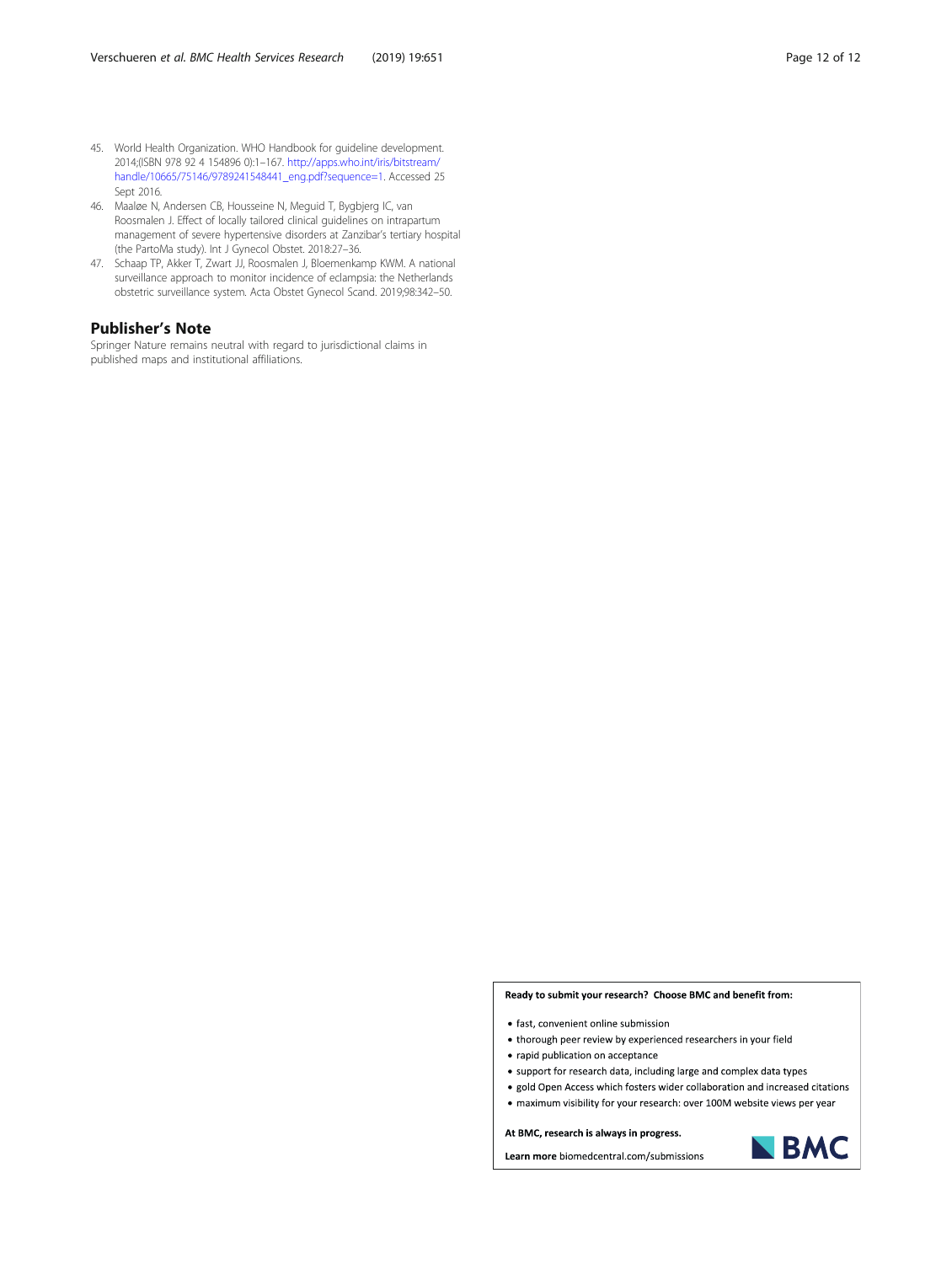45. World Health Organization. WHO Handbook for guideline development. 2014;(ISBN 978 92 4 154896 0):1–167. http://apps.who.int/iris/bitstream/handle/10665/75146/9789241548441_eng.pdf?sequence=1. Accessed 25 Sept 2016.
46. Maaløe N, Andersen CB, Housseine N, Meguid T, Bygbjerg IC, van Roosmalen J. Effect of locally tailored clinical guidelines on intrapartum management of severe hypertensive disorders at Zanzibar's tertiary hospital (the PartoMa study). Int J Gynecol Obstet. 2018:27–36.
47. Schaap TP, Akker T, Zwart JJ, Roosmalen J, Bloemenkamp KWM. A national surveillance approach to monitor incidence of eclampsia: the Netherlands obstetric surveillance system. Acta Obstet Gynecol Scand. 2019;98:342–50.

## Publisher's Note

Springer Nature remains neutral with regard to jurisdictional claims in published maps and institutional affiliations.

**Ready to submit your research? Choose BMC and benefit from:**

- fast, convenient online submission
- thorough peer review by experienced researchers in your field
- rapid publication on acceptance
- support for research data, including large and complex data types
- gold Open Access which fosters wider collaboration and increased citations
- maximum visibility for your research: over 100M website views per year

**At BMC, research is always in progress.**

**Learn more** biomedcentral.com/submissions

BMC